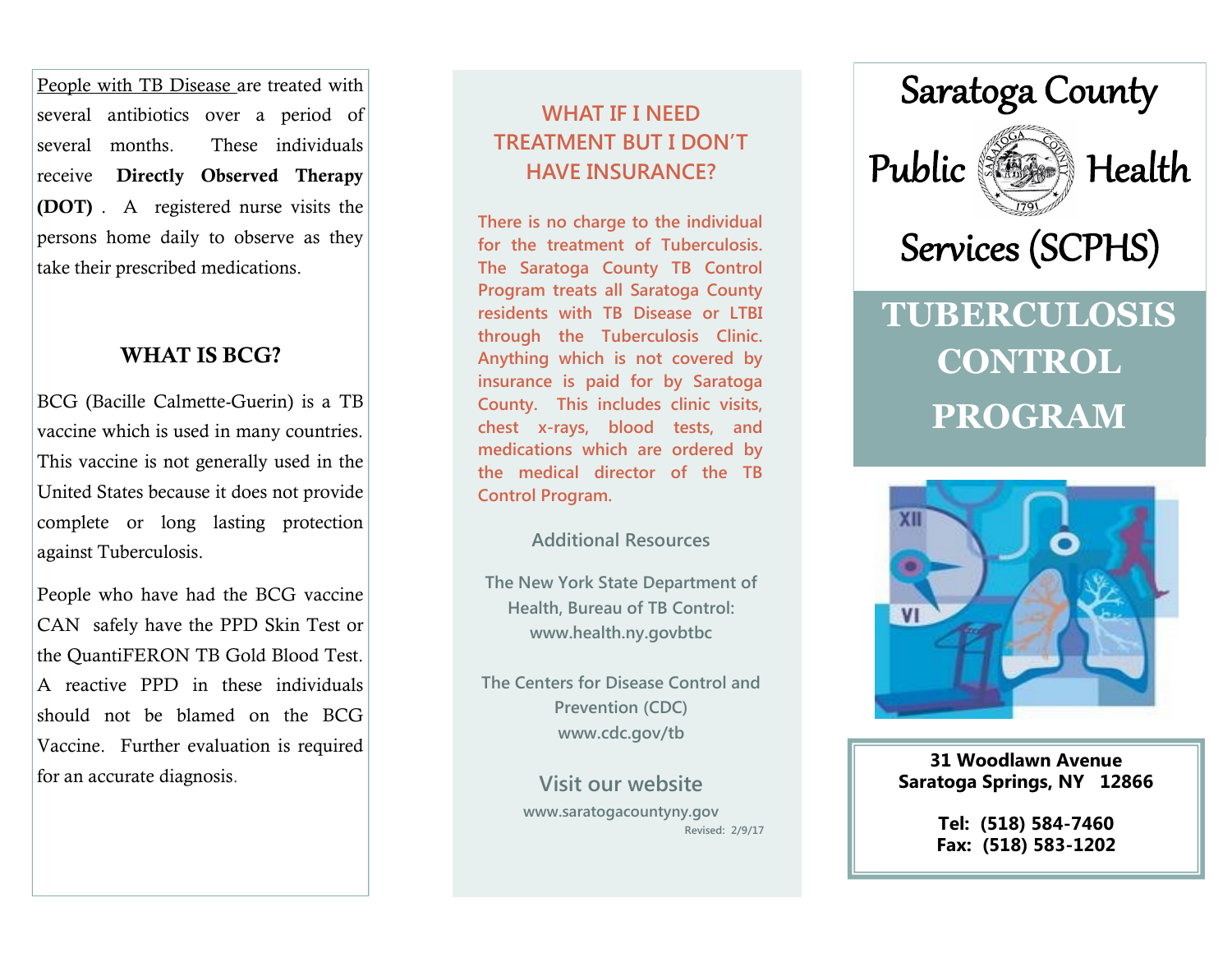People with TB Disease are treated with several antibiotics over a period of several months. These individuals receive **Directly Observed Therapy (DOT)**. A registered nurse visits the persons home daily to observe as they take their prescribed medications.

## WHAT IS BCG?

BCG (Bacille Calmette-Guerin) is a TB vaccine which is used in many countries. This vaccine is not generally used in the United States because it does not provide complete or long lasting protection against Tuberculosis.

People who have had the BCG vaccine CAN safely have the PPD Skin Test or the QuantiFERON TB Gold Blood Test. A reactive PPD in these individuals should not be blamed on the BCG Vaccine. Further evaluation is required for an accurate diagnosis.

## WHAT IF I NEED TREATMENT BUT I DON'T HAVE INSURANCE?

**There is no charge to the individual for the treatment of Tuberculosis. The Saratoga County TB Control Program treats all Saratoga County residents with TB Disease or LTBI through the Tuberculosis Clinic. Anything which is not covered by insurance is paid for by Saratoga County. This includes clinic visits, chest x-rays, blood tests, and medications which are ordered by the medical director of the TB Control Program.**

### Additional Resources

The New York State Department of Health, Bureau of TB Control:
www.health.ny.govbtbc

The Centers for Disease Control and Prevention (CDC)
www.cdc.gov/tb

### Visit our website

www.saratogacountyny.gov

Revised: 2/9/17

# Saratoga County Public Health Services (SCPHS)

# TUBERCULOSIS CONTROL PROGRAM

**31 Woodlawn Avenue**
**Saratoga Springs, NY 12866**

**Tel: (518) 584-7460**
**Fax: (518) 583-1202**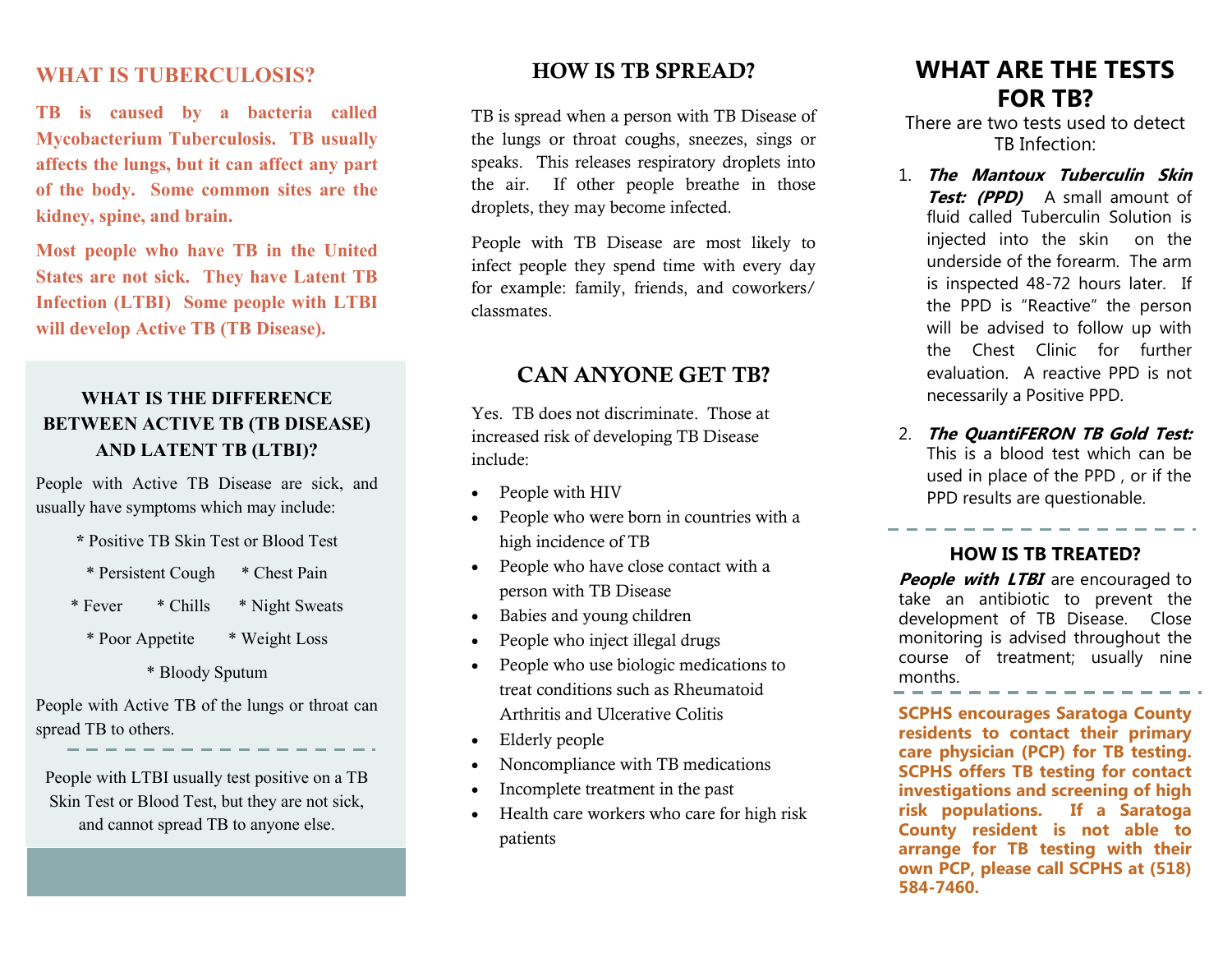## WHAT IS TUBERCULOSIS?

**TB is caused by a bacteria called Mycobacterium Tuberculosis. TB usually affects the lungs, but it can affect any part of the body. Some common sites are the kidney, spine, and brain.**

**Most people who have TB in the United States are not sick. They have Latent TB Infection (LTBI) Some people with LTBI will develop Active TB (TB Disease).**

### WHAT IS THE DIFFERENCE BETWEEN ACTIVE TB (TB DISEASE) AND LATENT TB (LTBI)?

People with Active TB Disease are sick, and usually have symptoms which may include:

* Positive TB Skin Test or Blood Test

* Persistent Cough * Chest Pain

* Fever * Chills * Night Sweats

* Poor Appetite * Weight Loss

* Bloody Sputum

People with Active TB of the lungs or throat can spread TB to others.

People with LTBI usually test positive on a TB Skin Test or Blood Test, but they are not sick, and cannot spread TB to anyone else.

## HOW IS TB SPREAD?

TB is spread when a person with TB Disease of the lungs or throat coughs, sneezes, sings or speaks. This releases respiratory droplets into the air. If other people breathe in those droplets, they may become infected.

People with TB Disease are most likely to infect people they spend time with every day for example: family, friends, and coworkers/ classmates.

## CAN ANYONE GET TB?

Yes. TB does not discriminate. Those at increased risk of developing TB Disease include:

- People with HIV
- People who were born in countries with a high incidence of TB
- People who have close contact with a person with TB Disease
- Babies and young children
- People who inject illegal drugs
- People who use biologic medications to treat conditions such as Rheumatoid Arthritis and Ulcerative Colitis
- Elderly people
- Noncompliance with TB medications
- Incomplete treatment in the past
- Health care workers who care for high risk patients

## WHAT ARE THE TESTS FOR TB?

There are two tests used to detect TB Infection:

1. ***The Mantoux Tuberculin Skin Test: (PPD)*** A small amount of fluid called Tuberculin Solution is injected into the skin on the underside of the forearm. The arm is inspected 48-72 hours later. If the PPD is "Reactive" the person will be advised to follow up with the Chest Clinic for further evaluation. A reactive PPD is not necessarily a Positive PPD.

2. ***The QuantiFERON TB Gold Test:*** This is a blood test which can be used in place of the PPD , or if the PPD results are questionable.

### HOW IS TB TREATED?

***People with LTBI*** are encouraged to take an antibiotic to prevent the development of TB Disease. Close monitoring is advised throughout the course of treatment; usually nine months.

**SCPHS encourages Saratoga County residents to contact their primary care physician (PCP) for TB testing. SCPHS offers TB testing for contact investigations and screening of high risk populations. If a Saratoga County resident is not able to arrange for TB testing with their own PCP, please call SCPHS at (518) 584-7460.**